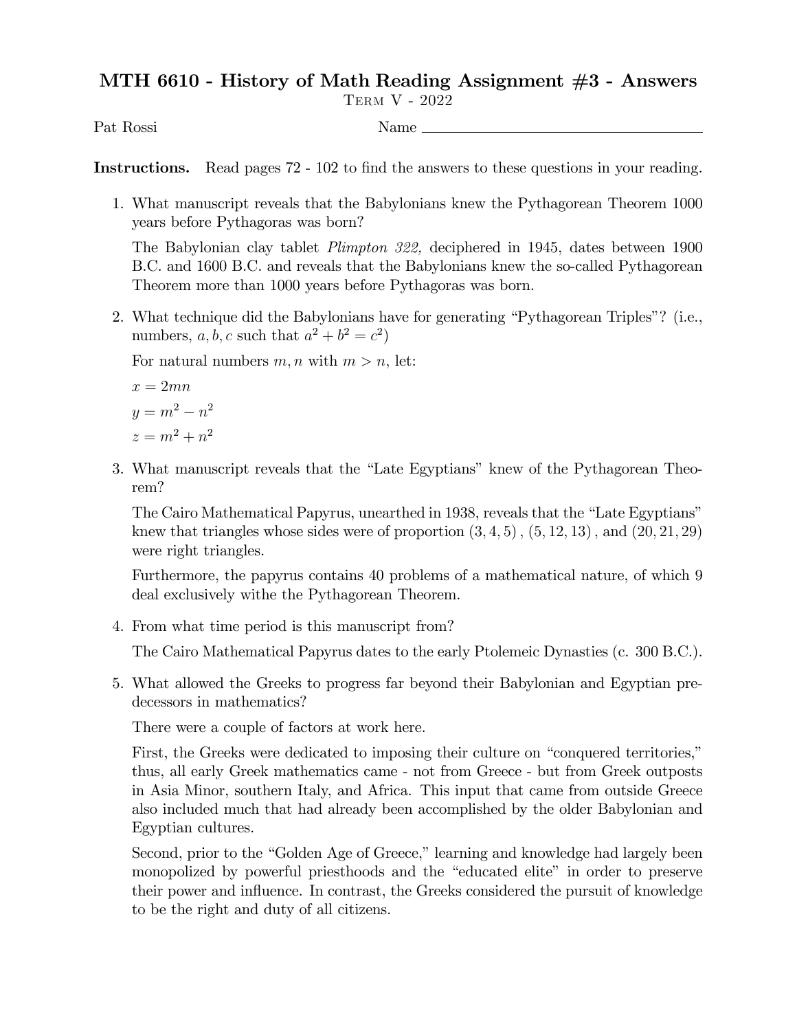# MTH 6610 - History of Math Reading Assignment #3 - Answers

Term V - 2022

Pat Rossi

Name \_\_\_\_\_\_\_\_\_\_\_\_\_\_\_\_\_\_\_\_\_\_\_\_\_\_\_\_\_\_\_\_

**Instructions.** Read pages 72 - 102 to find the answers to these questions in your reading.

1. What manuscript reveals that the Babylonians knew the Pythagorean Theorem 1000 years before Pythagoras was born?

   The Babylonian clay tablet *Plimpton 322,* deciphered in 1945, dates between 1900 B.C. and 1600 B.C. and reveals that the Babylonians knew the so-called Pythagorean Theorem more than 1000 years before Pythagoras was born.

2. What technique did the Babylonians have for generating "Pythagorean Triples"? (i.e., numbers, $a, b, c$ such that $a^2 + b^2 = c^2$)

   For natural numbers $m, n$ with $m > n$, let:

   $x = 2mn$

   $y = m^2 - n^2$

   $z = m^2 + n^2$

3. What manuscript reveals that the "Late Egyptians" knew of the Pythagorean Theorem?

   The Cairo Mathematical Papyrus, unearthed in 1938, reveals that the "Late Egyptians" knew that triangles whose sides were of proportion $(3, 4, 5)$, $(5, 12, 13)$, and $(20, 21, 29)$ were right triangles.

   Furthermore, the papyrus contains 40 problems of a mathematical nature, of which 9 deal exclusively withe the Pythagorean Theorem.

4. From what time period is this manuscript from?

   The Cairo Mathematical Papyrus dates to the early Ptolemeic Dynasties (c. 300 B.C.).

5. What allowed the Greeks to progress far beyond their Babylonian and Egyptian predecessors in mathematics?

   There were a couple of factors at work here.

   First, the Greeks were dedicated to imposing their culture on "conquered territories," thus, all early Greek mathematics came - not from Greece - but from Greek outposts in Asia Minor, southern Italy, and Africa. This input that came from outside Greece also included much that had already been accomplished by the older Babylonian and Egyptian cultures.

   Second, prior to the "Golden Age of Greece," learning and knowledge had largely been monopolized by powerful priesthoods and the "educated elite" in order to preserve their power and influence. In contrast, the Greeks considered the pursuit of knowledge to be the right and duty of all citizens.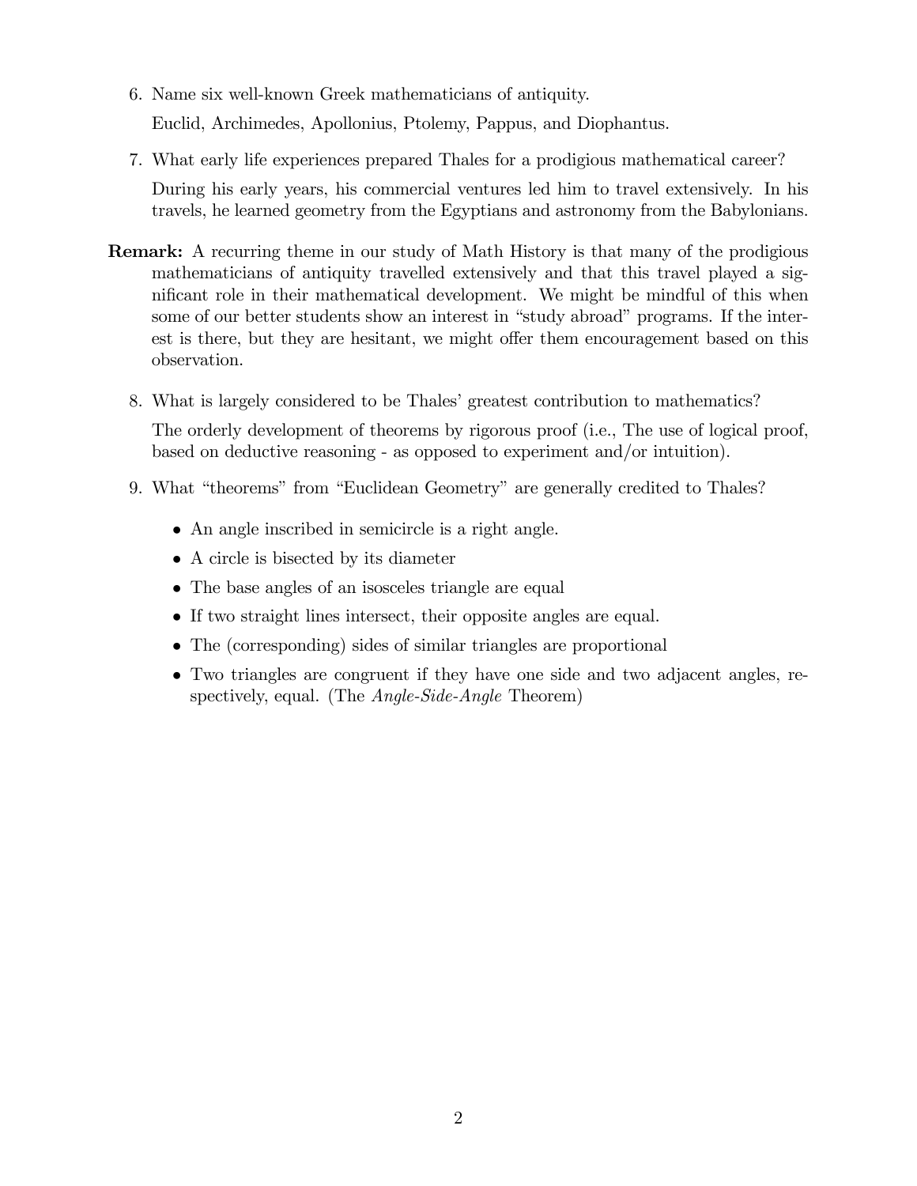6. Name six well-known Greek mathematicians of antiquity.

   Euclid, Archimedes, Apollonius, Ptolemy, Pappus, and Diophantus.

7. What early life experiences prepared Thales for a prodigious mathematical career?

   During his early years, his commercial ventures led him to travel extensively. In his travels, he learned geometry from the Egyptians and astronomy from the Babylonians.

**Remark:** A recurring theme in our study of Math History is that many of the prodigious mathematicians of antiquity travelled extensively and that this travel played a significant role in their mathematical development. We might be mindful of this when some of our better students show an interest in "study abroad" programs. If the interest is there, but they are hesitant, we might offer them encouragement based on this observation.

8. What is largely considered to be Thales' greatest contribution to mathematics?

   The orderly development of theorems by rigorous proof (i.e., The use of logical proof, based on deductive reasoning - as opposed to experiment and/or intuition).

9. What "theorems" from "Euclidean Geometry" are generally credited to Thales?

   - An angle inscribed in semicircle is a right angle.
   - A circle is bisected by its diameter
   - The base angles of an isosceles triangle are equal
   - If two straight lines intersect, their opposite angles are equal.
   - The (corresponding) sides of similar triangles are proportional
   - Two triangles are congruent if they have one side and two adjacent angles, respectively, equal. (The *Angle-Side-Angle* Theorem)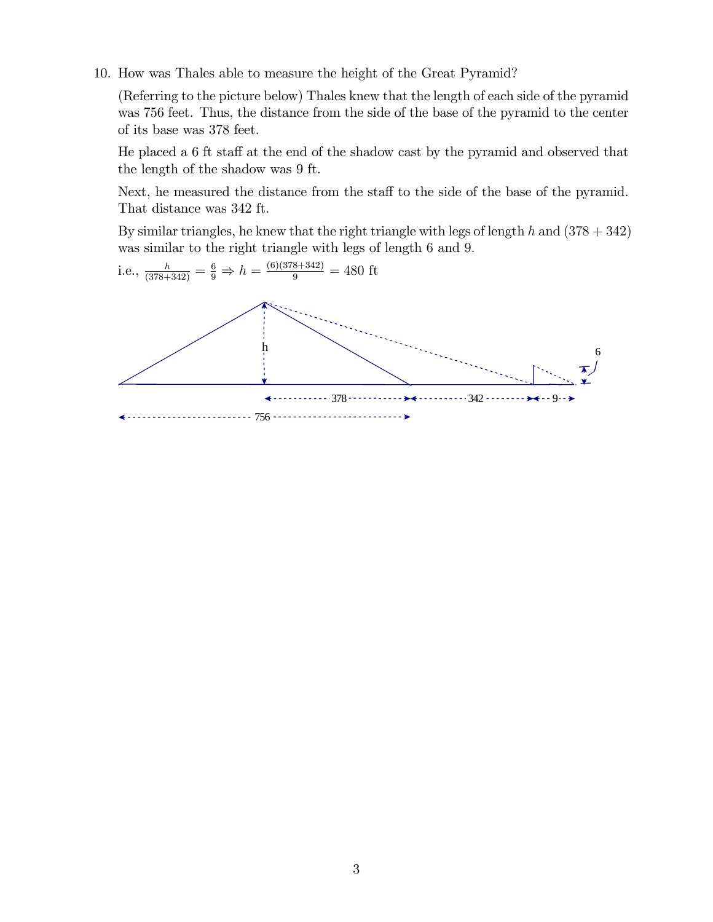10. How was Thales able to measure the height of the Great Pyramid?

    (Referring to the picture below) Thales knew that the length of each side of the pyramid was 756 feet. Thus, the distance from the side of the base of the pyramid to the center of its base was 378 feet.

    He placed a 6 ft staff at the end of the shadow cast by the pyramid and observed that the length of the shadow was 9 ft.

    Next, he measured the distance from the staff to the side of the base of the pyramid. That distance was 342 ft.

    By similar triangles, he knew that the right triangle with legs of length $h$ and $(378 + 342)$ was similar to the right triangle with legs of length 6 and 9.

    i.e., $\frac{h}{(378+342)} = \frac{6}{9} \Rightarrow h = \frac{(6)(378+342)}{9} = 480$ ft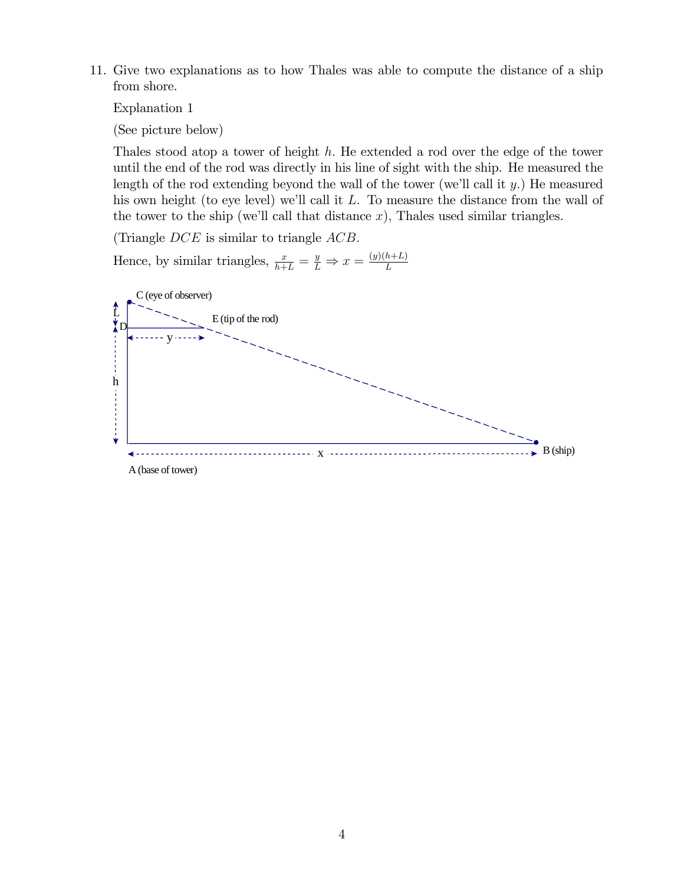11. Give two explanations as to how Thales was able to compute the distance of a ship from shore.

Explanation 1

(See picture below)

Thales stood atop a tower of height $h$. He extended a rod over the edge of the tower until the end of the rod was directly in his line of sight with the ship. He measured the length of the rod extending beyond the wall of the tower (we'll call it $y$.) He measured his own height (to eye level) we'll call it $L$. To measure the distance from the wall of the tower to the ship (we'll call that distance $x$), Thales used similar triangles.

(Triangle $DCE$ is similar to triangle $ACB$.

Hence, by similar triangles, $\frac{x}{h+L} = \frac{y}{L} \Rightarrow x = \frac{(y)(h+L)}{L}$

C (eye of observer)

E (tip of the rod)

L

D

y

h

x

B (ship)

A (base of tower)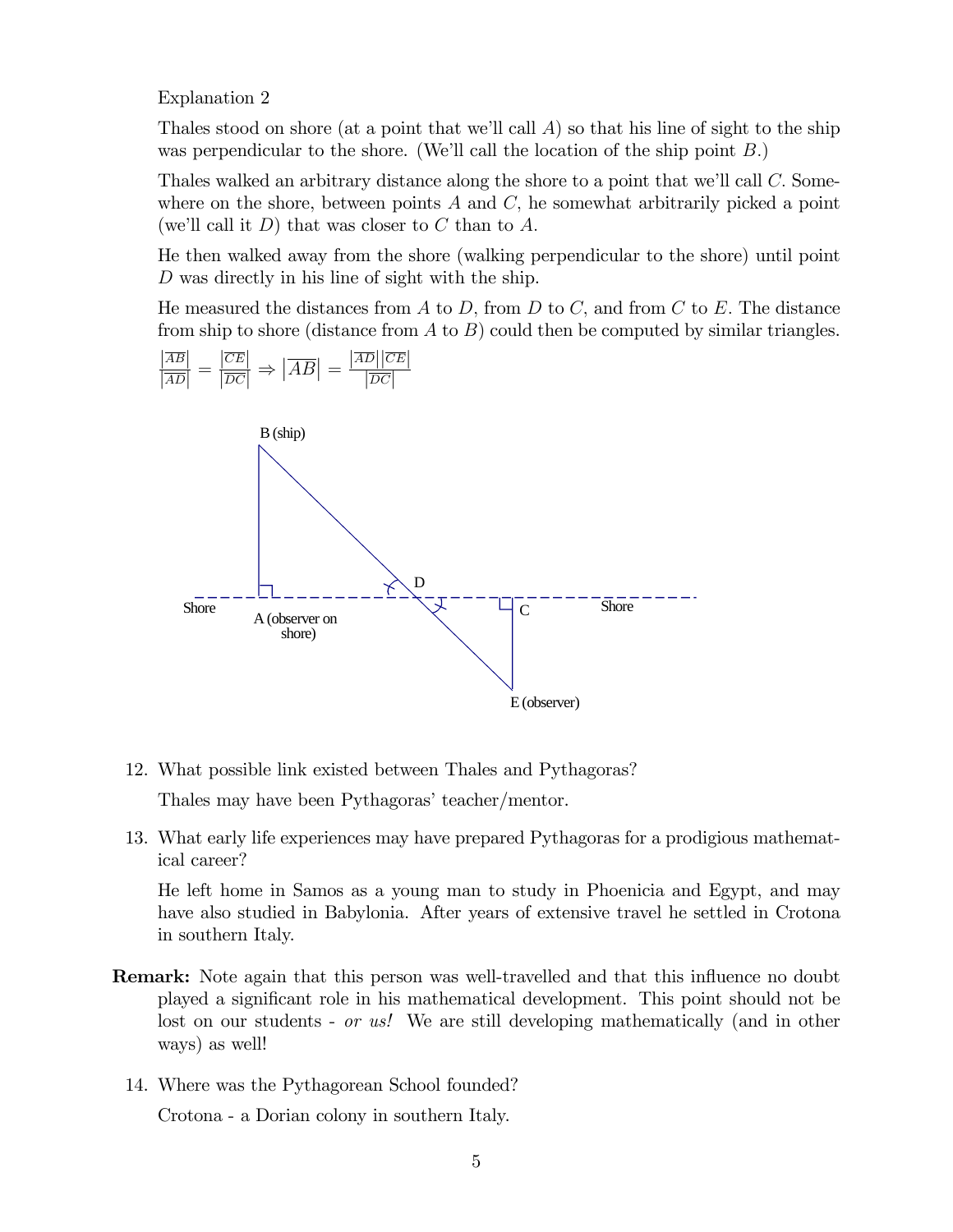Explanation 2

Thales stood on shore (at a point that we'll call $A$) so that his line of sight to the ship was perpendicular to the shore. (We'll call the location of the ship point $B$.)

Thales walked an arbitrary distance along the shore to a point that we'll call $C$. Somewhere on the shore, between points $A$ and $C$, he somewhat arbitrarily picked a point (we'll call it $D$) that was closer to $C$ than to $A$.

He then walked away from the shore (walking perpendicular to the shore) until point $D$ was directly in his line of sight with the ship.

He measured the distances from $A$ to $D$, from $D$ to $C$, and from $C$ to $E$. The distance from ship to shore (distance from $A$ to $B$) could then be computed by similar triangles.

$\frac{|\overline{AB}|}{|\overline{AD}|} = \frac{|\overline{CE}|}{|\overline{DC}|} \Rightarrow |\overline{AB}| = \frac{|\overline{AD}||\overline{CE}|}{|\overline{DC}|}$

12. What possible link existed between Thales and Pythagoras?

    Thales may have been Pythagoras' teacher/mentor.

13. What early life experiences may have prepared Pythagoras for a prodigious mathematical career?

    He left home in Samos as a young man to study in Phoenicia and Egypt, and may have also studied in Babylonia. After years of extensive travel he settled in Crotona in southern Italy.

**Remark:** Note again that this person was well-travelled and that this influence no doubt played a significant role in his mathematical development. This point should not be lost on our students - *or us!* We are still developing mathematically (and in other ways) as well!

14. Where was the Pythagorean School founded?

    Crotona - a Dorian colony in southern Italy.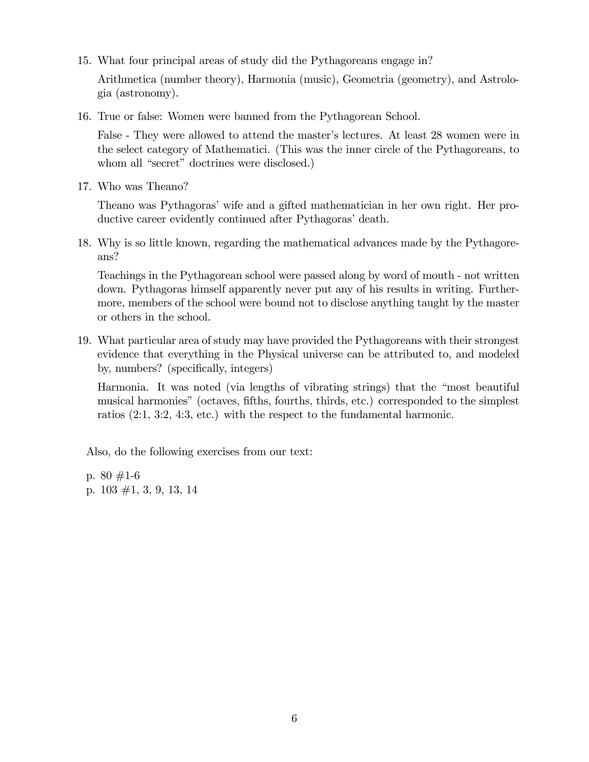15. What four principal areas of study did the Pythagoreans engage in?

    Arithmetica (number theory), Harmonia (music), Geometria (geometry), and Astrologia (astronomy).

16. True or false: Women were banned from the Pythagorean School.

    False - They were allowed to attend the master's lectures. At least 28 women were in the select category of Mathematici. (This was the inner circle of the Pythagoreans, to whom all "secret" doctrines were disclosed.)

17. Who was Theano?

    Theano was Pythagoras' wife and a gifted mathematician in her own right. Her productive career evidently continued after Pythagoras' death.

18. Why is so little known, regarding the mathematical advances made by the Pythagoreans?

    Teachings in the Pythagorean school were passed along by word of mouth - not written down. Pythagoras himself apparently never put any of his results in writing. Furthermore, members of the school were bound not to disclose anything taught by the master or others in the school.

19. What particular area of study may have provided the Pythagoreans with their strongest evidence that everything in the Physical universe can be attributed to, and modeled by, numbers? (specifically, integers)

    Harmonia. It was noted (via lengths of vibrating strings) that the "most beautiful musical harmonies" (octaves, fifths, fourths, thirds, etc.) corresponded to the simplest ratios (2:1, 3:2, 4:3, etc.) with the respect to the fundamental harmonic.

Also, do the following exercises from our text:

p. 80 #1-6
p. 103 #1, 3, 9, 13, 14